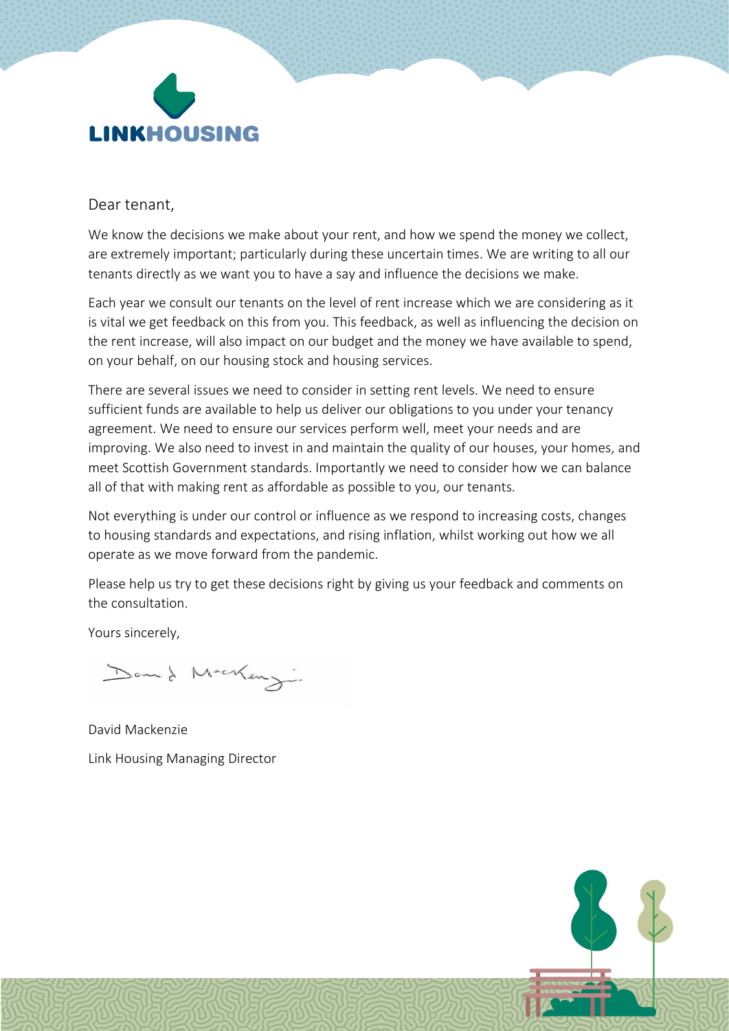LINKHOUSING

Dear tenant,

We know the decisions we make about your rent, and how we spend the money we collect, are extremely important; particularly during these uncertain times. We are writing to all our tenants directly as we want you to have a say and influence the decisions we make.

Each year we consult our tenants on the level of rent increase which we are considering as it is vital we get feedback on this from you. This feedback, as well as influencing the decision on the rent increase, will also impact on our budget and the money we have available to spend, on your behalf, on our housing stock and housing services.

There are several issues we need to consider in setting rent levels. We need to ensure sufficient funds are available to help us deliver our obligations to you under your tenancy agreement. We need to ensure our services perform well, meet your needs and are improving. We also need to invest in and maintain the quality of our houses, your homes, and meet Scottish Government standards. Importantly we need to consider how we can balance all of that with making rent as affordable as possible to you, our tenants.

Not everything is under our control or influence as we respond to increasing costs, changes to housing standards and expectations, and rising inflation, whilst working out how we all operate as we move forward from the pandemic.

Please help us try to get these decisions right by giving us your feedback and comments on the consultation.

Yours sincerely,

David Mackenzie

Link Housing Managing Director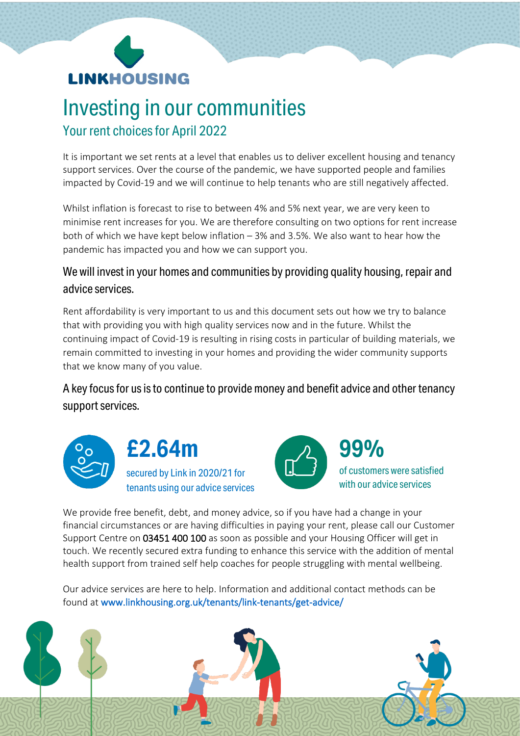LINKHOUSING

# Investing in our communities

## Your rent choices for April 2022

It is important we set rents at a level that enables us to deliver excellent housing and tenancy support services. Over the course of the pandemic, we have supported people and families impacted by Covid-19 and we will continue to help tenants who are still negatively affected.

Whilst inflation is forecast to rise to between 4% and 5% next year, we are very keen to minimise rent increases for you. We are therefore consulting on two options for rent increase both of which we have kept below inflation – 3% and 3.5%. We also want to hear how the pandemic has impacted you and how we can support you.

### We will invest in your homes and communities by providing quality housing, repair and advice services.

Rent affordability is very important to us and this document sets out how we try to balance that with providing you with high quality services now and in the future. Whilst the continuing impact of Covid-19 is resulting in rising costs in particular of building materials, we remain committed to investing in your homes and providing the wider community supports that we know many of you value.

### A key focus for us is to continue to provide money and benefit advice and other tenancy support services.

**£2.64m**
secured by Link in 2020/21 for tenants using our advice services

**99%**
of customers were satisfied with our advice services

We provide free benefit, debt, and money advice, so if you have had a change in your financial circumstances or are having difficulties in paying your rent, please call our Customer Support Centre on **03451 400 100** as soon as possible and your Housing Officer will get in touch. We recently secured extra funding to enhance this service with the addition of mental health support from trained self help coaches for people struggling with mental wellbeing.

Our advice services are here to help. Information and additional contact methods can be found at www.linkhousing.org.uk/tenants/link-tenants/get-advice/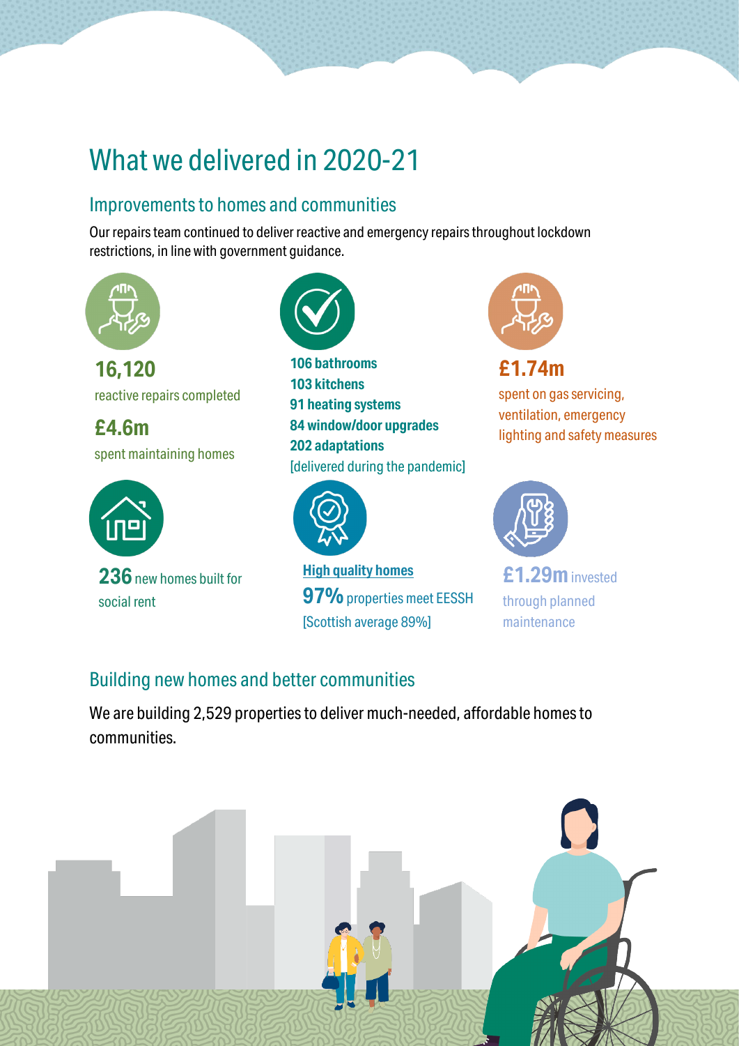# What we delivered in 2020-21

## Improvements to homes and communities

Our repairs team continued to deliver reactive and emergency repairs throughout lockdown restrictions, in line with government guidance.

**16,120**
reactive repairs completed

**£4.6m**
spent maintaining homes

**106 bathrooms**
**103 kitchens**
**91 heating systems**
**84 window/door upgrades**
**202 adaptations**
[delivered during the pandemic]

**£1.74m**
spent on gas servicing, ventilation, emergency lighting and safety measures

**236** new homes built for social rent

**High quality homes**
**97%** properties meet EESSH
[Scottish average 89%]

**£1.29m** invested through planned maintenance

## Building new homes and better communities

We are building 2,529 properties to deliver much-needed, affordable homes to communities.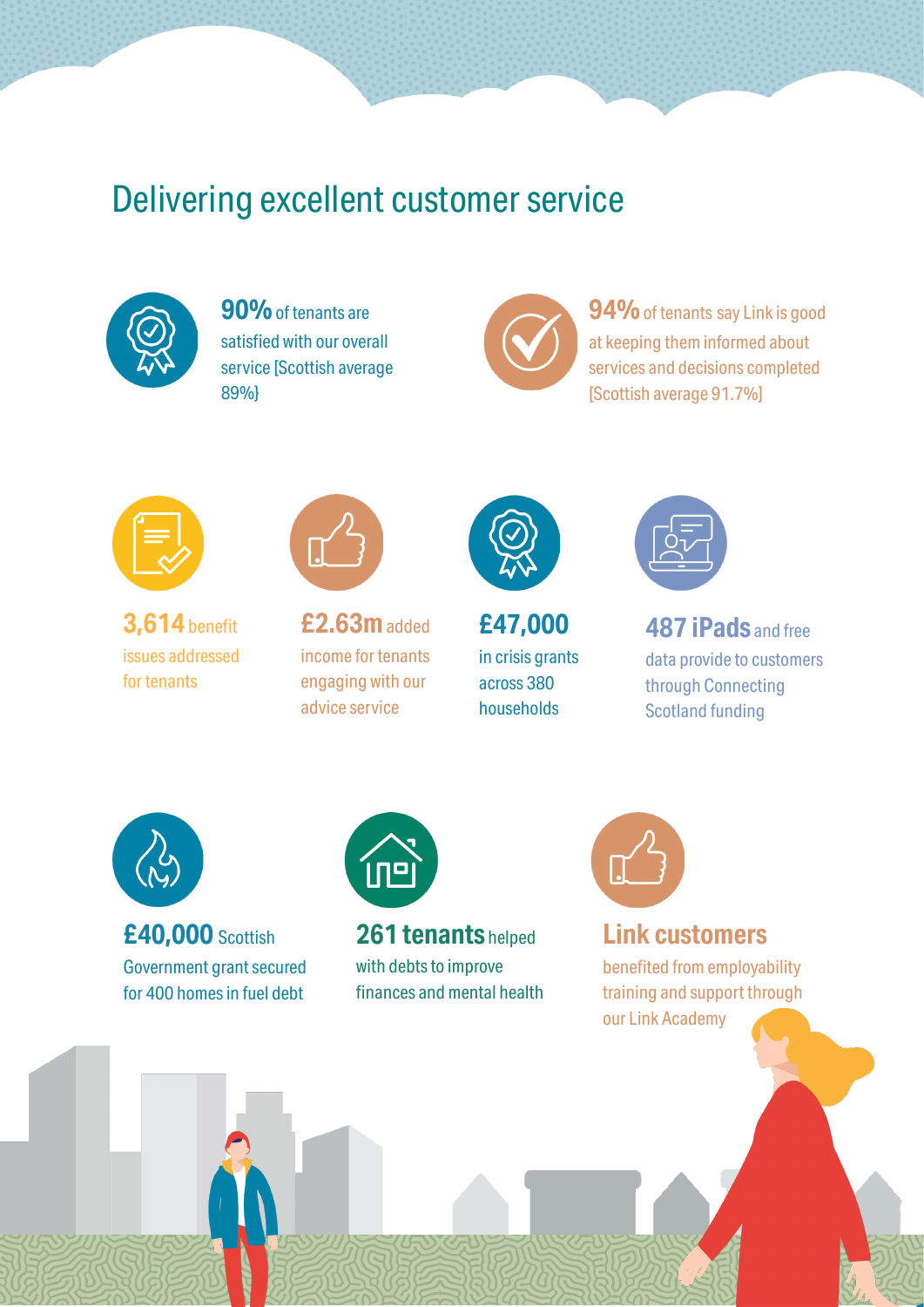# Delivering excellent customer service

**90%** of tenants are satisfied with our overall service [Scottish average 89%}

**94%** of tenants say Link is good at keeping them informed about services and decisions completed [Scottish average 91.7%]

**3,614** benefit issues addressed for tenants

**£2.63m** added income for tenants engaging with our advice service

**£47,000** in crisis grants across 380 households

**487 iPads** and free data provide to customers through Connecting Scotland funding

**£40,000** Scottish Government grant secured for 400 homes in fuel debt

**261 tenants** helped with debts to improve finances and mental health

**Link customers** benefited from employability training and support through our Link Academy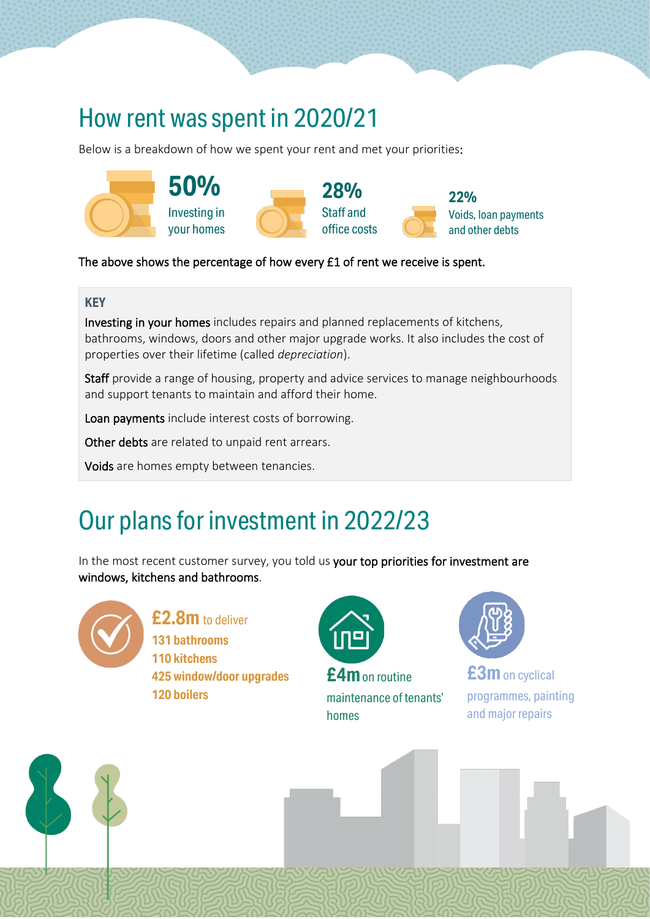# How rent was spent in 2020/21

Below is a breakdown of how we spent your rent and met your priorities:

**50%** Investing in your homes

**28%** Staff and office costs

**22%** Voids, loan payments and other debts

The above shows the percentage of how every £1 of rent we receive is spent.

**KEY**

Investing in your homes includes repairs and planned replacements of kitchens, bathrooms, windows, doors and other major upgrade works. It also includes the cost of properties over their lifetime (called *depreciation*).

Staff provide a range of housing, property and advice services to manage neighbourhoods and support tenants to maintain and afford their home.

Loan payments include interest costs of borrowing.

Other debts are related to unpaid rent arrears.

Voids are homes empty between tenancies.

# Our plans for investment in 2022/23

In the most recent customer survey, you told us your top priorities for investment are windows, kitchens and bathrooms.

**£2.8m** to deliver
**131 bathrooms**
**110 kitchens**
**425 window/door upgrades**
**120 boilers**

**£4m** on routine maintenance of tenants' homes

**£3m** on cyclical programmes, painting and major repairs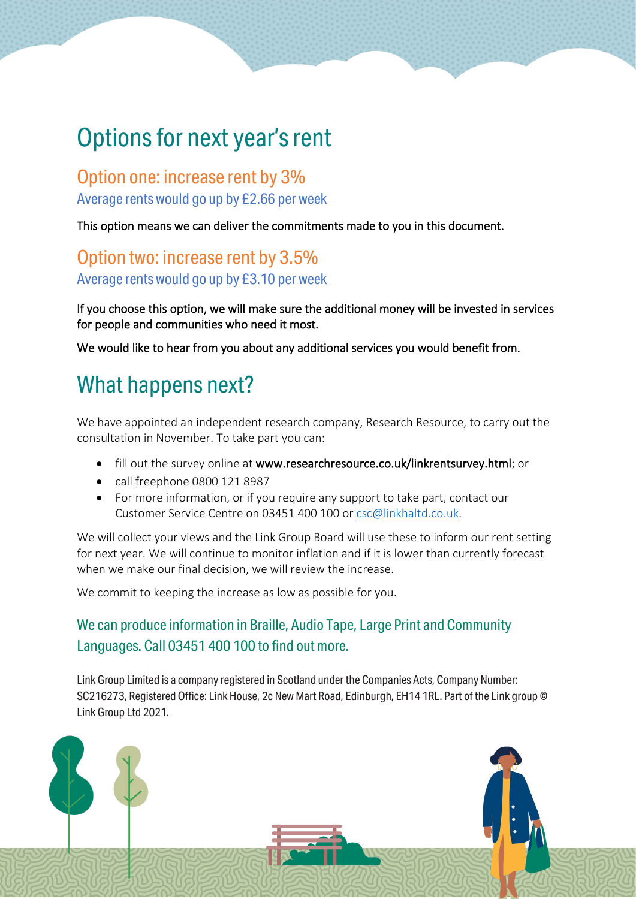# Options for next year's rent

## Option one: increase rent by 3%

### Average rents would go up by £2.66 per week

This option means we can deliver the commitments made to you in this document.

## Option two: increase rent by 3.5%

### Average rents would go up by £3.10 per week

If you choose this option, we will make sure the additional money will be invested in services for people and communities who need it most.

We would like to hear from you about any additional services you would benefit from.

# What happens next?

We have appointed an independent research company, Research Resource, to carry out the consultation in November. To take part you can:

- fill out the survey online at **www.researchresource.co.uk/linkrentsurvey.html**; or
- call freephone 0800 121 8987
- For more information, or if you require any support to take part, contact our Customer Service Centre on 03451 400 100 or csc@linkhaltd.co.uk.

We will collect your views and the Link Group Board will use these to inform our rent setting for next year. We will continue to monitor inflation and if it is lower than currently forecast when we make our final decision, we will review the increase.

We commit to keeping the increase as low as possible for you.

### We can produce information in Braille, Audio Tape, Large Print and Community Languages. Call 03451 400 100 to find out more.

Link Group Limited is a company registered in Scotland under the Companies Acts, Company Number: SC216273, Registered Office: Link House, 2c New Mart Road, Edinburgh, EH14 1RL. Part of the Link group © Link Group Ltd 2021.